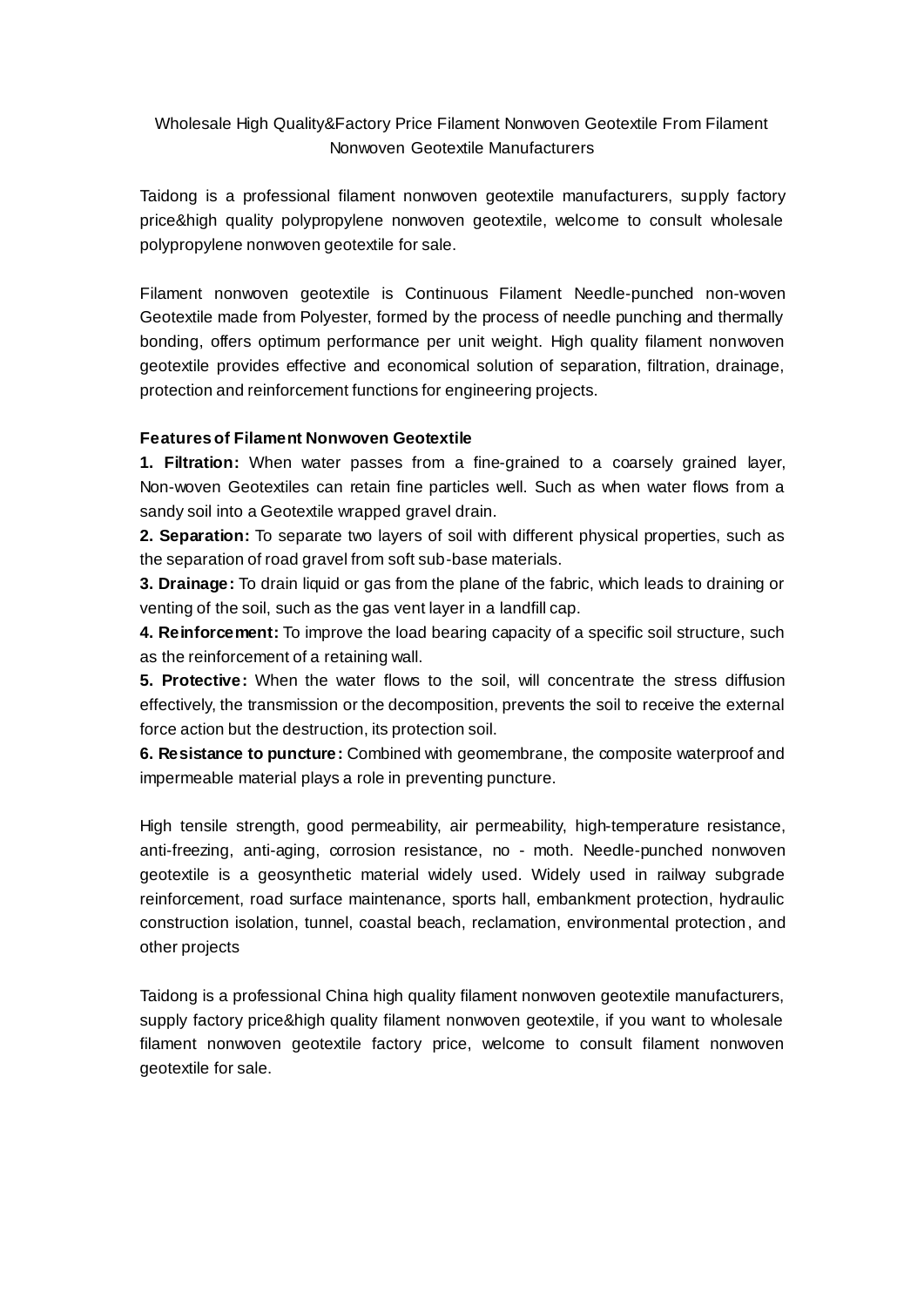# Wholesale High Quality&Factory Price Filament Nonwoven Geotextile From Filament Nonwoven Geotextile Manufacturers

Taidong is a professional filament nonwoven geotextile manufacturers, supply factory price&high quality polypropylene nonwoven geotextile, welcome to consult wholesale polypropylene nonwoven geotextile for sale.

Filament nonwoven geotextile is Continuous Filament Needle-punched non-woven Geotextile made from Polyester, formed by the process of needle punching and thermally bonding, offers optimum performance per unit weight. High quality filament nonwoven geotextile provides effective and economical solution of separation, filtration, drainage, protection and reinforcement functions for engineering projects.

## Features of Filament Nonwoven Geotextile

**1. Filtration:** When water passes from a fine-grained to a coarsely grained layer, Non-woven Geotextiles can retain fine particles well. Such as when water flows from a sandy soil into a Geotextile wrapped gravel drain.

**2. Separation:** To separate two layers of soil with different physical properties, such as the separation of road gravel from soft sub-base materials.

**3. Drainage:** To drain liquid or gas from the plane of the fabric, which leads to draining or venting of the soil, such as the gas vent layer in a landfill cap.

**4. Reinforcement:** To improve the load bearing capacity of a specific soil structure, such as the reinforcement of a retaining wall.

**5. Protective:** When the water flows to the soil, will concentrate the stress diffusion effectively, the transmission or the decomposition, prevents the soil to receive the external force action but the destruction, its protection soil.

**6. Resistance to puncture:** Combined with geomembrane, the composite waterproof and impermeable material plays a role in preventing puncture.

High tensile strength, good permeability, air permeability, high-temperature resistance, anti-freezing, anti-aging, corrosion resistance, no - moth. Needle-punched nonwoven geotextile is a geosynthetic material widely used. Widely used in railway subgrade reinforcement, road surface maintenance, sports hall, embankment protection, hydraulic construction isolation, tunnel, coastal beach, reclamation, environmental protection, and other projects

Taidong is a professional China high quality filament nonwoven geotextile manufacturers, supply factory price&high quality filament nonwoven geotextile, if you want to wholesale filament nonwoven geotextile factory price, welcome to consult filament nonwoven geotextile for sale.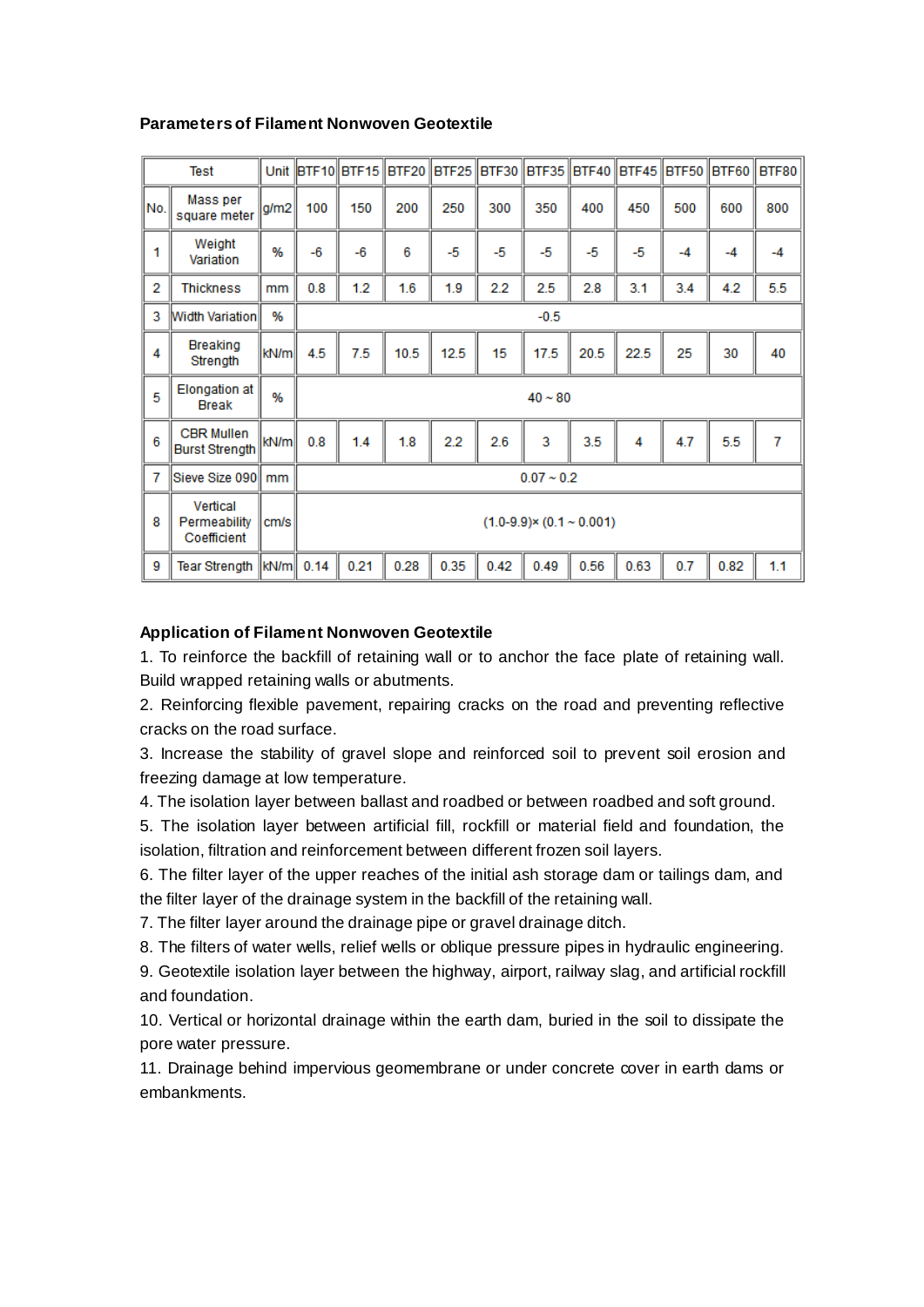**Parameters of Filament Nonwoven Geotextile**

| Test | | Unit | BTF10 | BTF15 | BTF20 | BTF25 | BTF30 | BTF35 | BTF40 | BTF45 | BTF50 | BTF60 | BTF80 |
|---|---|---|---|---|---|---|---|---|---|---|---|---|---|
| No. | Mass per square meter | g/m2 | 100 | 150 | 200 | 250 | 300 | 350 | 400 | 450 | 500 | 600 | 800 |
| 1 | Weight Variation | % | -6 | -6 | 6 | -5 | -5 | -5 | -5 | -5 | -4 | -4 | -4 |
| 2 | Thickness | mm | 0.8 | 1.2 | 1.6 | 1.9 | 2.2 | 2.5 | 2.8 | 3.1 | 3.4 | 4.2 | 5.5 |
| 3 | Width Variation | % | -0.5 | | | | | | | | | | |
| 4 | Breaking Strength | kN/m | 4.5 | 7.5 | 10.5 | 12.5 | 15 | 17.5 | 20.5 | 22.5 | 25 | 30 | 40 |
| 5 | Elongation at Break | % | 40 ~ 80 | | | | | | | | | | |
| 6 | CBR Mullen Burst Strength | kN/m | 0.8 | 1.4 | 1.8 | 2.2 | 2.6 | 3 | 3.5 | 4 | 4.7 | 5.5 | 7 |
| 7 | Sieve Size 090 | mm | 0.07 ~ 0.2 | | | | | | | | | | |
| 8 | Vertical Permeability Coefficient | cm/s | (1.0-9.9)× (0.1 ~ 0.001) | | | | | | | | | | |
| 9 | Tear Strength | kN/m | 0.14 | 0.21 | 0.28 | 0.35 | 0.42 | 0.49 | 0.56 | 0.63 | 0.7 | 0.82 | 1.1 |

**Application of Filament Nonwoven Geotextile**

1. To reinforce the backfill of retaining wall or to anchor the face plate of retaining wall. Build wrapped retaining walls or abutments.
2. Reinforcing flexible pavement, repairing cracks on the road and preventing reflective cracks on the road surface.
3. Increase the stability of gravel slope and reinforced soil to prevent soil erosion and freezing damage at low temperature.
4. The isolation layer between ballast and roadbed or between roadbed and soft ground.
5. The isolation layer between artificial fill, rockfill or material field and foundation, the isolation, filtration and reinforcement between different frozen soil layers.
6. The filter layer of the upper reaches of the initial ash storage dam or tailings dam, and the filter layer of the drainage system in the backfill of the retaining wall.
7. The filter layer around the drainage pipe or gravel drainage ditch.
8. The filters of water wells, relief wells or oblique pressure pipes in hydraulic engineering.
9. Geotextile isolation layer between the highway, airport, railway slag, and artificial rockfill and foundation.
10. Vertical or horizontal drainage within the earth dam, buried in the soil to dissipate the pore water pressure.
11. Drainage behind impervious geomembrane or under concrete cover in earth dams or embankments.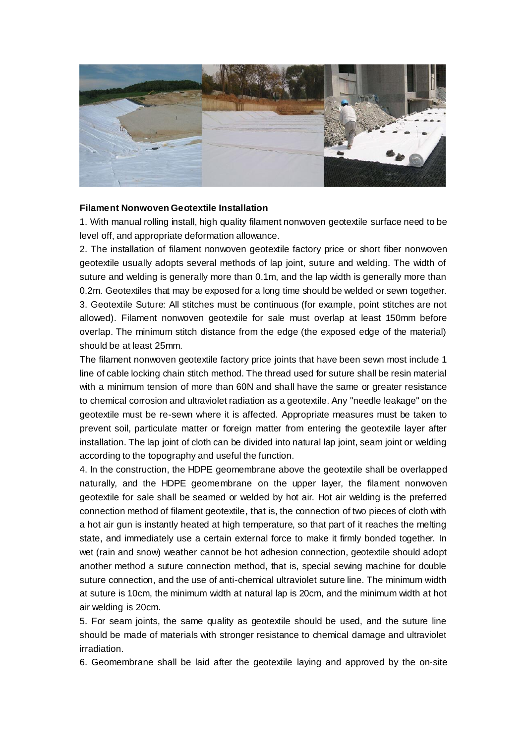**Filament Nonwoven Geotextile Installation**

1. With manual rolling install, high quality filament nonwoven geotextile surface need to be level off, and appropriate deformation allowance.
2. The installation of filament nonwoven geotextile factory price or short fiber nonwoven geotextile usually adopts several methods of lap joint, suture and welding. The width of suture and welding is generally more than 0.1m, and the lap width is generally more than 0.2m. Geotextiles that may be exposed for a long time should be welded or sewn together.
3. Geotextile Suture: All stitches must be continuous (for example, point stitches are not allowed). Filament nonwoven geotextile for sale must overlap at least 150mm before overlap. The minimum stitch distance from the edge (the exposed edge of the material) should be at least 25mm.

The filament nonwoven geotextile factory price joints that have been sewn most include 1 line of cable locking chain stitch method. The thread used for suture shall be resin material with a minimum tension of more than 60N and shall have the same or greater resistance to chemical corrosion and ultraviolet radiation as a geotextile. Any "needle leakage" on the geotextile must be re-sewn where it is affected. Appropriate measures must be taken to prevent soil, particulate matter or foreign matter from entering the geotextile layer after installation. The lap joint of cloth can be divided into natural lap joint, seam joint or welding according to the topography and useful the function.

4. In the construction, the HDPE geomembrane above the geotextile shall be overlapped naturally, and the HDPE geomembrane on the upper layer, the filament nonwoven geotextile for sale shall be seamed or welded by hot air. Hot air welding is the preferred connection method of filament geotextile, that is, the connection of two pieces of cloth with a hot air gun is instantly heated at high temperature, so that part of it reaches the melting state, and immediately use a certain external force to make it firmly bonded together. In wet (rain and snow) weather cannot be hot adhesion connection, geotextile should adopt another method a suture connection method, that is, special sewing machine for double suture connection, and the use of anti-chemical ultraviolet suture line. The minimum width at suture is 10cm, the minimum width at natural lap is 20cm, and the minimum width at hot air welding is 20cm.
5. For seam joints, the same quality as geotextile should be used, and the suture line should be made of materials with stronger resistance to chemical damage and ultraviolet irradiation.
6. Geomembrane shall be laid after the geotextile laying and approved by the on-site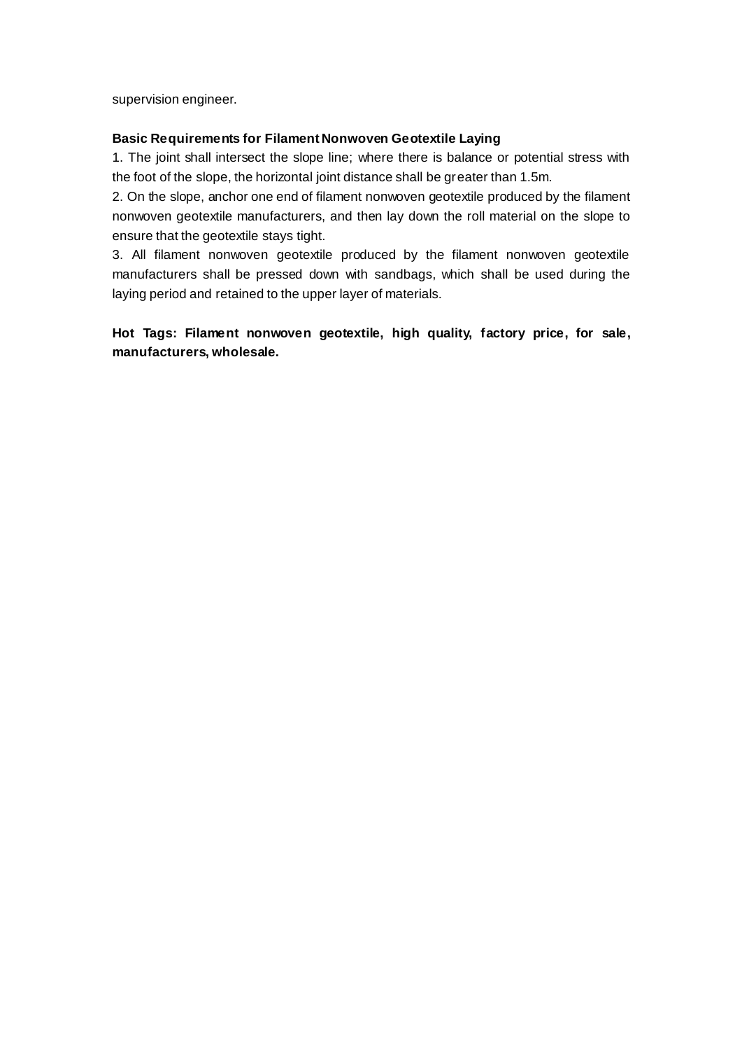supervision engineer.

**Basic Requirements for Filament Nonwoven Geotextile Laying**

1. The joint shall intersect the slope line; where there is balance or potential stress with the foot of the slope, the horizontal joint distance shall be greater than 1.5m.
2. On the slope, anchor one end of filament nonwoven geotextile produced by the filament nonwoven geotextile manufacturers, and then lay down the roll material on the slope to ensure that the geotextile stays tight.
3. All filament nonwoven geotextile produced by the filament nonwoven geotextile manufacturers shall be pressed down with sandbags, which shall be used during the laying period and retained to the upper layer of materials.

**Hot Tags: Filament nonwoven geotextile, high quality, factory price, for sale, manufacturers, wholesale.**